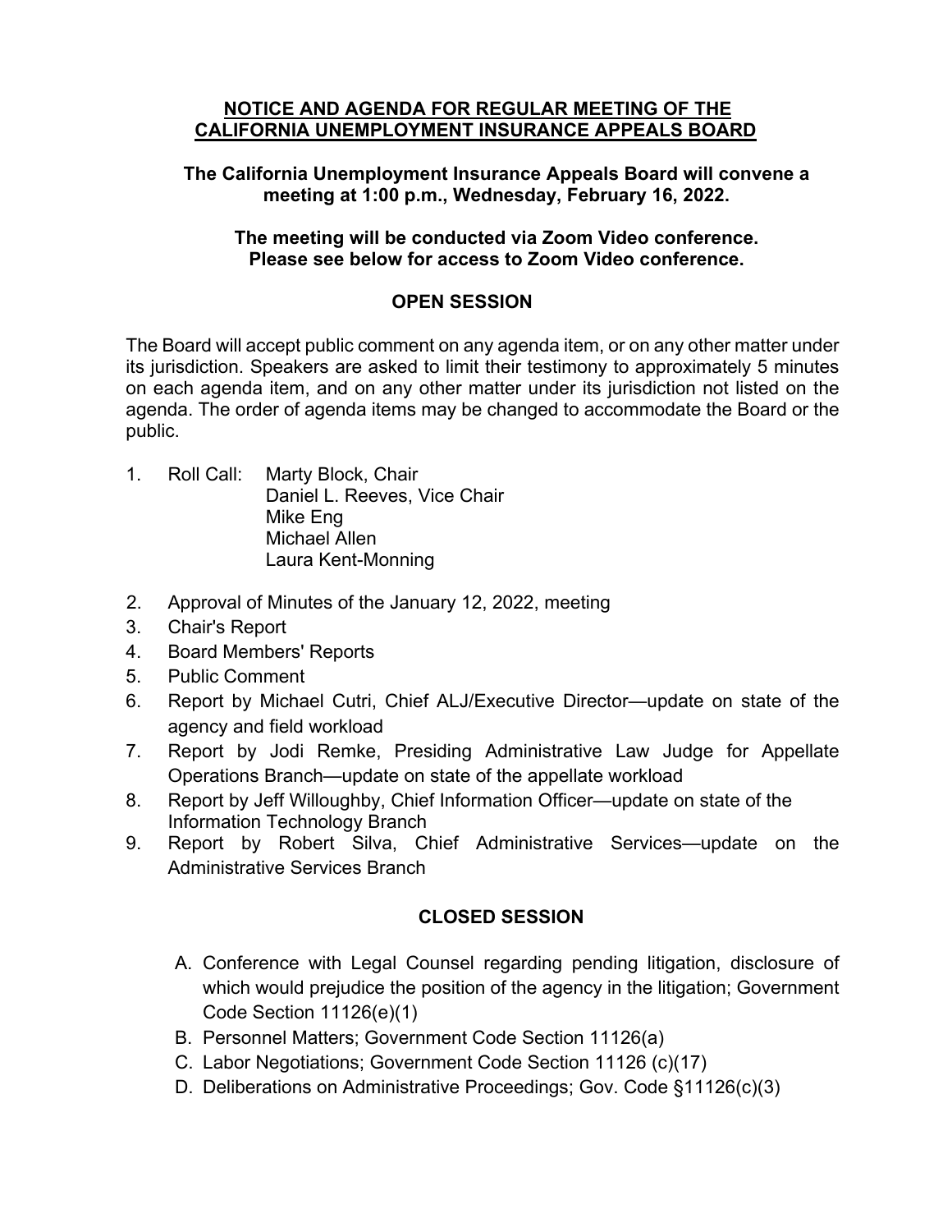# NOTICE AND AGENDA FOR REGULAR MEETING OF THE CALIFORNIA UNEMPLOYMENT INSURANCE APPEALS BOARD

**The California Unemployment Insurance Appeals Board will convene a meeting at 1:00 p.m., Wednesday, February 16, 2022.**

**The meeting will be conducted via Zoom Video conference. Please see below for access to Zoom Video conference.**

## OPEN SESSION

The Board will accept public comment on any agenda item, or on any other matter under its jurisdiction. Speakers are asked to limit their testimony to approximately 5 minutes on each agenda item, and on any other matter under its jurisdiction not listed on the agenda. The order of agenda items may be changed to accommodate the Board or the public.

1. Roll Call: Marty Block, Chair
   Daniel L. Reeves, Vice Chair
   Mike Eng
   Michael Allen
   Laura Kent-Monning
2. Approval of Minutes of the January 12, 2022, meeting
3. Chair's Report
4. Board Members' Reports
5. Public Comment
6. Report by Michael Cutri, Chief ALJ/Executive Director—update on state of the agency and field workload
7. Report by Jodi Remke, Presiding Administrative Law Judge for Appellate Operations Branch—update on state of the appellate workload
8. Report by Jeff Willoughby, Chief Information Officer—update on state of the Information Technology Branch
9. Report by Robert Silva, Chief Administrative Services—update on the Administrative Services Branch

## CLOSED SESSION

A. Conference with Legal Counsel regarding pending litigation, disclosure of which would prejudice the position of the agency in the litigation; Government Code Section 11126(e)(1)
B. Personnel Matters; Government Code Section 11126(a)
C. Labor Negotiations; Government Code Section 11126 (c)(17)
D. Deliberations on Administrative Proceedings; Gov. Code §11126(c)(3)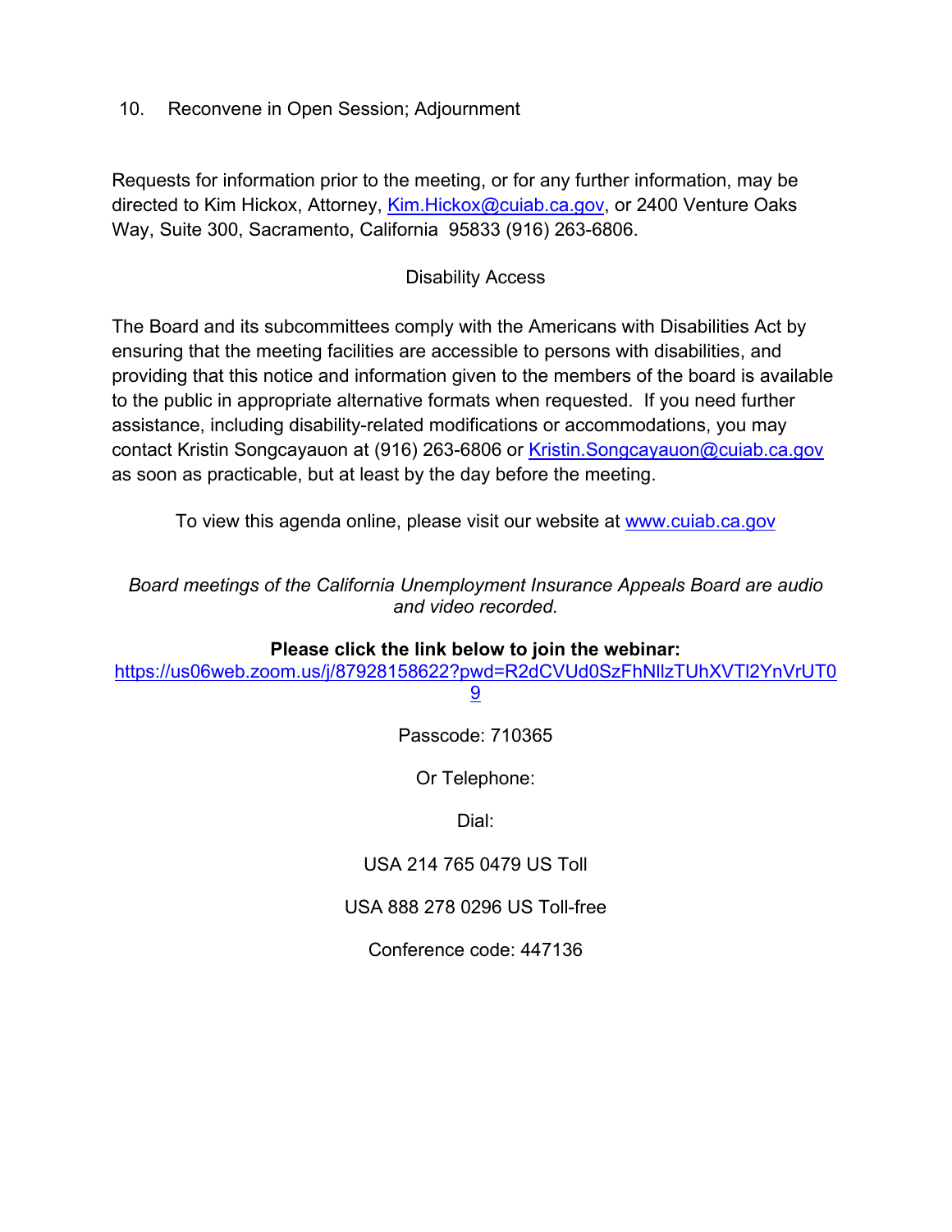10. Reconvene in Open Session; Adjournment

Requests for information prior to the meeting, or for any further information, may be directed to Kim Hickox, Attorney, Kim.Hickox@cuiab.ca.gov, or 2400 Venture Oaks Way, Suite 300, Sacramento, California 95833 (916) 263-6806.

Disability Access

The Board and its subcommittees comply with the Americans with Disabilities Act by ensuring that the meeting facilities are accessible to persons with disabilities, and providing that this notice and information given to the members of the board is available to the public in appropriate alternative formats when requested. If you need further assistance, including disability-related modifications or accommodations, you may contact Kristin Songcayauon at (916) 263-6806 or Kristin.Songcayauon@cuiab.ca.gov as soon as practicable, but at least by the day before the meeting.

To view this agenda online, please visit our website at www.cuiab.ca.gov

*Board meetings of the California Unemployment Insurance Appeals Board are audio and video recorded.*

**Please click the link below to join the webinar:**

https://us06web.zoom.us/j/87928158622?pwd=R2dCVUd0SzFhNllzTUhXVTl2YnVrUT09

Passcode: 710365

Or Telephone:

Dial:

USA 214 765 0479 US Toll

USA 888 278 0296 US Toll-free

Conference code: 447136